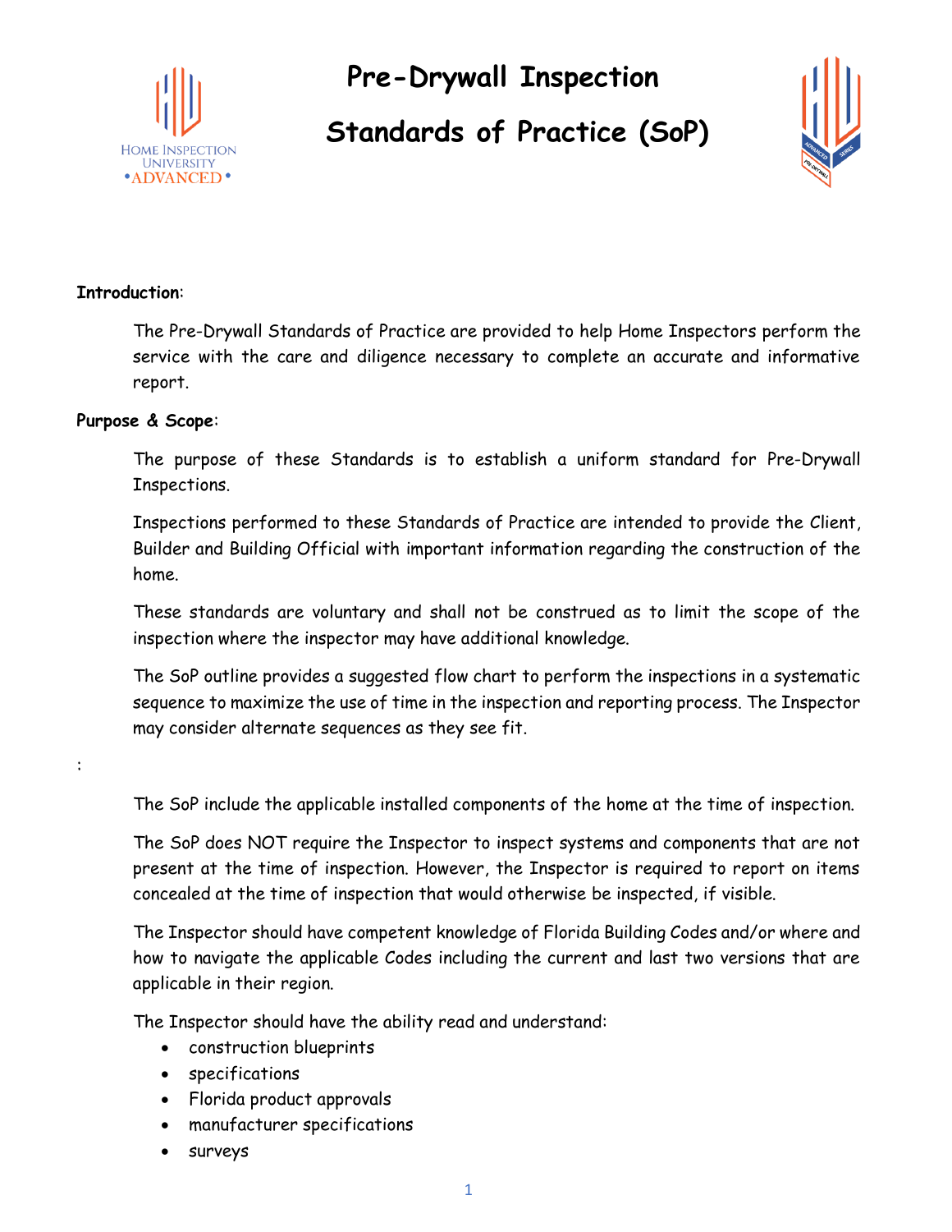# Pre-Drywall Inspection

# Standards of Practice (SoP)

**Introduction**:

The Pre-Drywall Standards of Practice are provided to help Home Inspectors perform the service with the care and diligence necessary to complete an accurate and informative report.

**Purpose & Scope**:

The purpose of these Standards is to establish a uniform standard for Pre-Drywall Inspections.

Inspections performed to these Standards of Practice are intended to provide the Client, Builder and Building Official with important information regarding the construction of the home.

These standards are voluntary and shall not be construed as to limit the scope of the inspection where the inspector may have additional knowledge.

The SoP outline provides a suggested flow chart to perform the inspections in a systematic sequence to maximize the use of time in the inspection and reporting process. The Inspector may consider alternate sequences as they see fit.

:

The SoP include the applicable installed components of the home at the time of inspection.

The SoP does NOT require the Inspector to inspect systems and components that are not present at the time of inspection. However, the Inspector is required to report on items concealed at the time of inspection that would otherwise be inspected, if visible.

The Inspector should have competent knowledge of Florida Building Codes and/or where and how to navigate the applicable Codes including the current and last two versions that are applicable in their region.

The Inspector should have the ability read and understand:

- construction blueprints
- specifications
- Florida product approvals
- manufacturer specifications
- surveys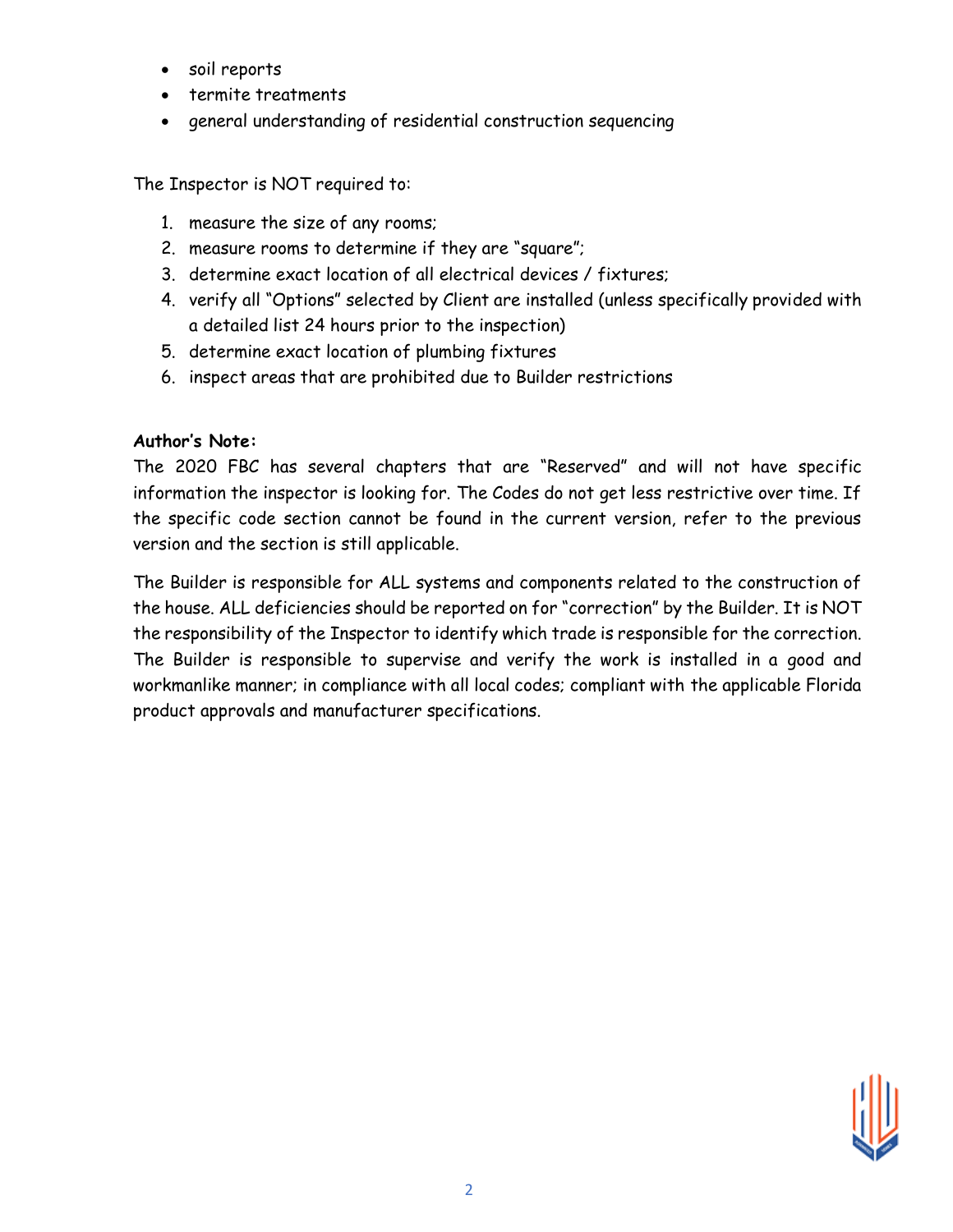- soil reports
- termite treatments
- general understanding of residential construction sequencing

The Inspector is NOT required to:

1. measure the size of any rooms;
2. measure rooms to determine if they are "square";
3. determine exact location of all electrical devices / fixtures;
4. verify all "Options" selected by Client are installed (unless specifically provided with a detailed list 24 hours prior to the inspection)
5. determine exact location of plumbing fixtures
6. inspect areas that are prohibited due to Builder restrictions

**Author's Note:**
The 2020 FBC has several chapters that are "Reserved" and will not have specific information the inspector is looking for. The Codes do not get less restrictive over time. If the specific code section cannot be found in the current version, refer to the previous version and the section is still applicable.

The Builder is responsible for ALL systems and components related to the construction of the house. ALL deficiencies should be reported on for "correction" by the Builder. It is NOT the responsibility of the Inspector to identify which trade is responsible for the correction. The Builder is responsible to supervise and verify the work is installed in a good and workmanlike manner; in compliance with all local codes; compliant with the applicable Florida product approvals and manufacturer specifications.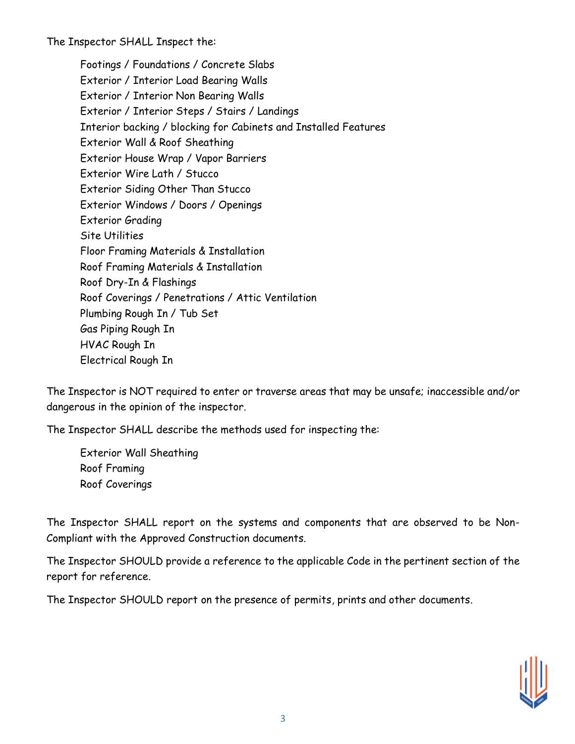The Inspector SHALL Inspect the:

- Footings / Foundations / Concrete Slabs
- Exterior / Interior Load Bearing Walls
- Exterior / Interior Non Bearing Walls
- Exterior / Interior Steps / Stairs / Landings
- Interior backing / blocking for Cabinets and Installed Features
- Exterior Wall & Roof Sheathing
- Exterior House Wrap / Vapor Barriers
- Exterior Wire Lath / Stucco
- Exterior Siding Other Than Stucco
- Exterior Windows / Doors / Openings
- Exterior Grading
- Site Utilities
- Floor Framing Materials & Installation
- Roof Framing Materials & Installation
- Roof Dry-In & Flashings
- Roof Coverings / Penetrations / Attic Ventilation
- Plumbing Rough In / Tub Set
- Gas Piping Rough In
- HVAC Rough In
- Electrical Rough In

The Inspector is NOT required to enter or traverse areas that may be unsafe; inaccessible and/or dangerous in the opinion of the inspector.

The Inspector SHALL describe the methods used for inspecting the:

- Exterior Wall Sheathing
- Roof Framing
- Roof Coverings

The Inspector SHALL report on the systems and components that are observed to be Non-Compliant with the Approved Construction documents.

The Inspector SHOULD provide a reference to the applicable Code in the pertinent section of the report for reference.

The Inspector SHOULD report on the presence of permits, prints and other documents.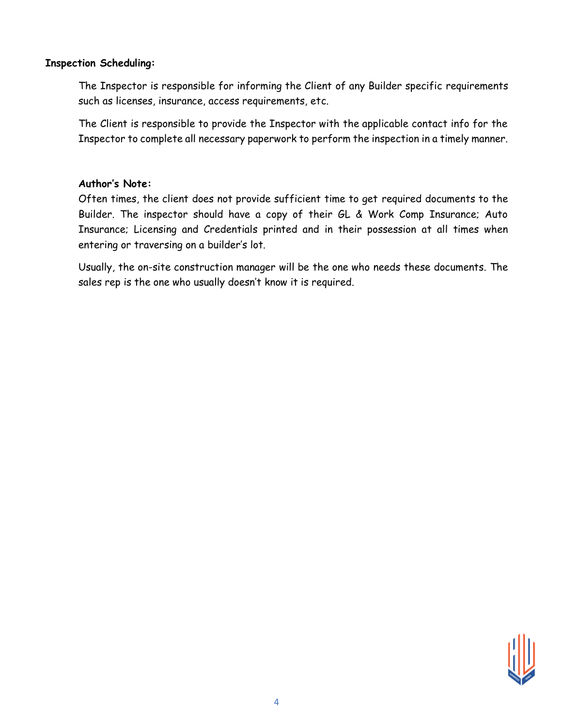**Inspection Scheduling:**

The Inspector is responsible for informing the Client of any Builder specific requirements such as licenses, insurance, access requirements, etc.

The Client is responsible to provide the Inspector with the applicable contact info for the Inspector to complete all necessary paperwork to perform the inspection in a timely manner.

**Author's Note:**

Often times, the client does not provide sufficient time to get required documents to the Builder. The inspector should have a copy of their GL & Work Comp Insurance; Auto Insurance; Licensing and Credentials printed and in their possession at all times when entering or traversing on a builder's lot.

Usually, the on-site construction manager will be the one who needs these documents. The sales rep is the one who usually doesn't know it is required.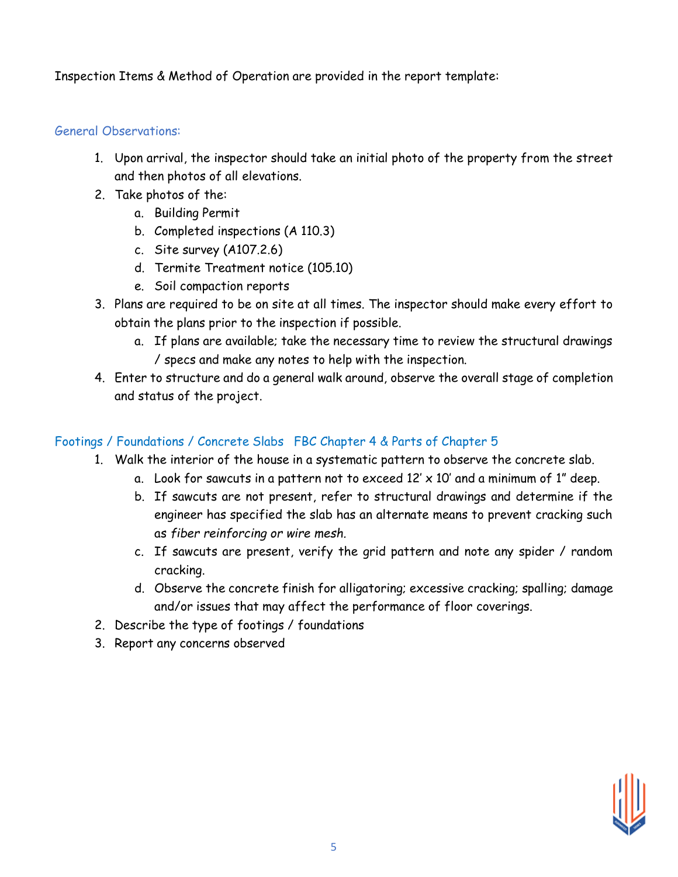Inspection Items & Method of Operation are provided in the report template:

## General Observations:

1. Upon arrival, the inspector should take an initial photo of the property from the street and then photos of all elevations.
2. Take photos of the:
    a. Building Permit
    b. Completed inspections (A 110.3)
    c. Site survey (A107.2.6)
    d. Termite Treatment notice (105.10)
    e. Soil compaction reports
3. Plans are required to be on site at all times. The inspector should make every effort to obtain the plans prior to the inspection if possible.
    a. If plans are available; take the necessary time to review the structural drawings / specs and make any notes to help with the inspection.
4. Enter to structure and do a general walk around, observe the overall stage of completion and status of the project.

## Footings / Foundations / Concrete Slabs FBC Chapter 4 & Parts of Chapter 5

1. Walk the interior of the house in a systematic pattern to observe the concrete slab.
    a. Look for sawcuts in a pattern not to exceed 12' x 10' and a minimum of 1" deep.
    b. If sawcuts are not present, refer to structural drawings and determine if the engineer has specified the slab has an alternate means to prevent cracking such as *fiber reinforcing or wire mesh.*
    c. If sawcuts are present, verify the grid pattern and note any spider / random cracking.
    d. Observe the concrete finish for alligatoring; excessive cracking; spalling; damage and/or issues that may affect the performance of floor coverings.
2. Describe the type of footings / foundations
3. Report any concerns observed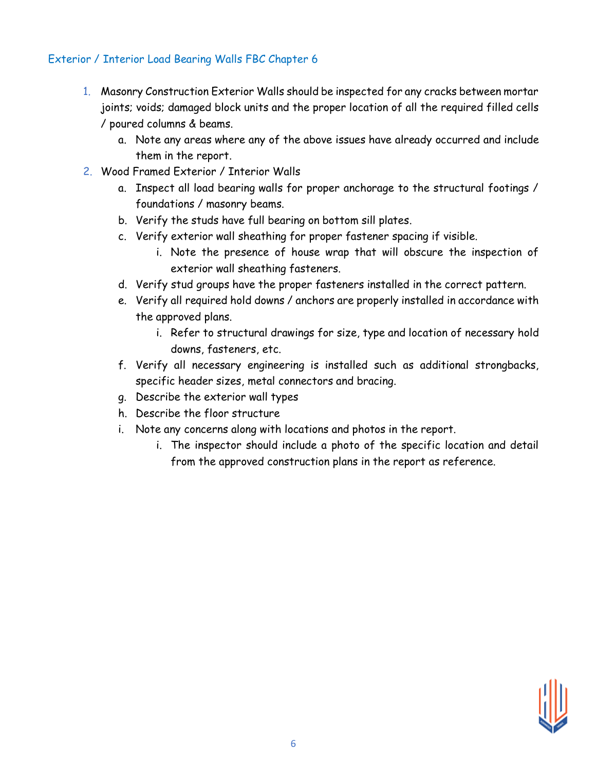## Exterior / Interior Load Bearing Walls FBC Chapter 6

1. Masonry Construction Exterior Walls should be inspected for any cracks between mortar joints; voids; damaged block units and the proper location of all the required filled cells / poured columns & beams.
   a. Note any areas where any of the above issues have already occurred and include them in the report.
2. Wood Framed Exterior / Interior Walls
   a. Inspect all load bearing walls for proper anchorage to the structural footings / foundations / masonry beams.
   b. Verify the studs have full bearing on bottom sill plates.
   c. Verify exterior wall sheathing for proper fastener spacing if visible.
      i. Note the presence of house wrap that will obscure the inspection of exterior wall sheathing fasteners.
   d. Verify stud groups have the proper fasteners installed in the correct pattern.
   e. Verify all required hold downs / anchors are properly installed in accordance with the approved plans.
      i. Refer to structural drawings for size, type and location of necessary hold downs, fasteners, etc.
   f. Verify all necessary engineering is installed such as additional strongbacks, specific header sizes, metal connectors and bracing.
   g. Describe the exterior wall types
   h. Describe the floor structure
   i. Note any concerns along with locations and photos in the report.
      i. The inspector should include a photo of the specific location and detail from the approved construction plans in the report as reference.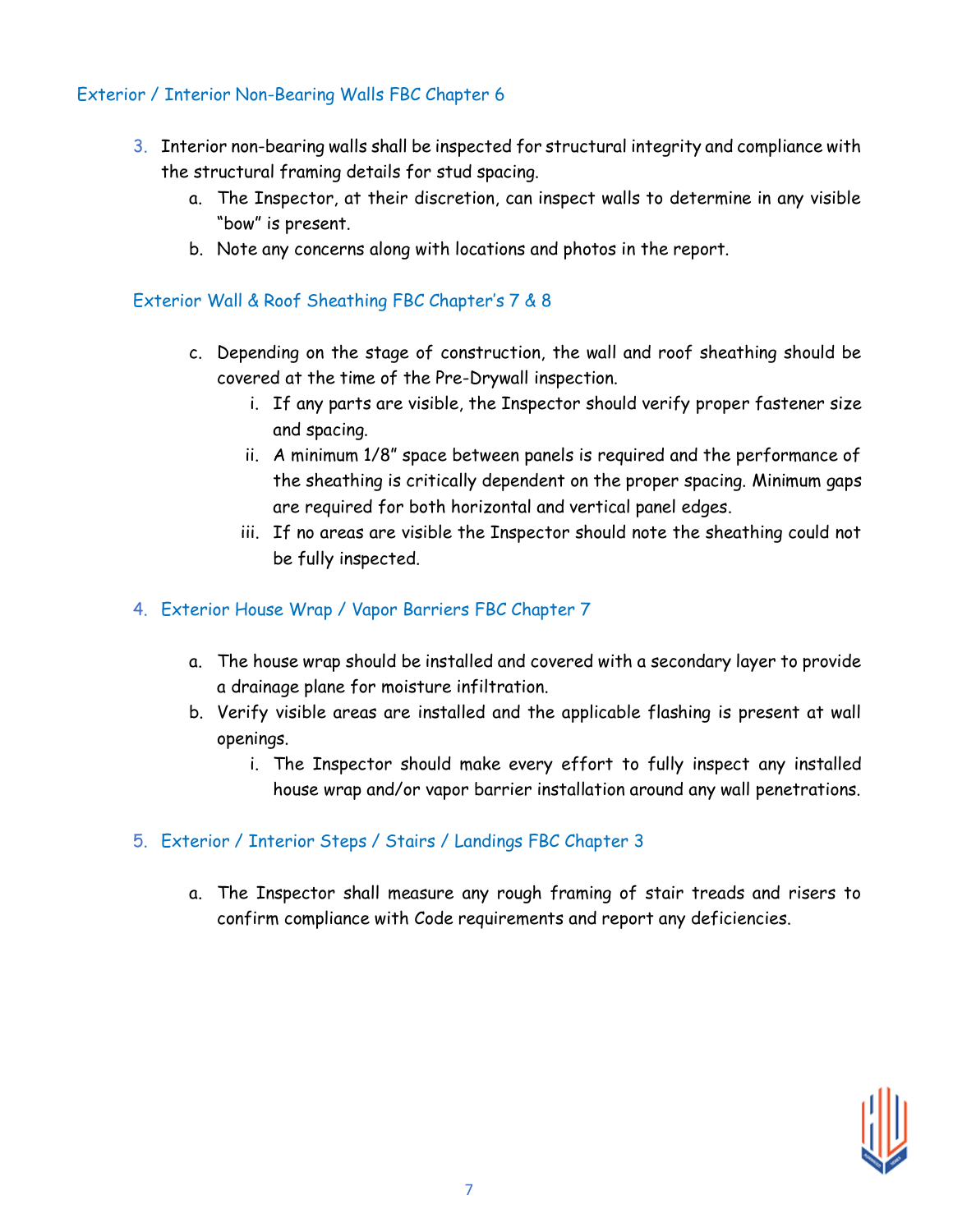### Exterior / Interior Non-Bearing Walls FBC Chapter 6

3. Interior non-bearing walls shall be inspected for structural integrity and compliance with the structural framing details for stud spacing.
   a. The Inspector, at their discretion, can inspect walls to determine in any visible "bow" is present.
   b. Note any concerns along with locations and photos in the report.

### Exterior Wall & Roof Sheathing FBC Chapter's 7 & 8

   c. Depending on the stage of construction, the wall and roof sheathing should be covered at the time of the Pre-Drywall inspection.
      i. If any parts are visible, the Inspector should verify proper fastener size and spacing.
      ii. A minimum 1/8" space between panels is required and the performance of the sheathing is critically dependent on the proper spacing. Minimum gaps are required for both horizontal and vertical panel edges.
      iii. If no areas are visible the Inspector should note the sheathing could not be fully inspected.

### 4. Exterior House Wrap / Vapor Barriers FBC Chapter 7

   a. The house wrap should be installed and covered with a secondary layer to provide a drainage plane for moisture infiltration.
   b. Verify visible areas are installed and the applicable flashing is present at wall openings.
      i. The Inspector should make every effort to fully inspect any installed house wrap and/or vapor barrier installation around any wall penetrations.

### 5. Exterior / Interior Steps / Stairs / Landings FBC Chapter 3

   a. The Inspector shall measure any rough framing of stair treads and risers to confirm compliance with Code requirements and report any deficiencies.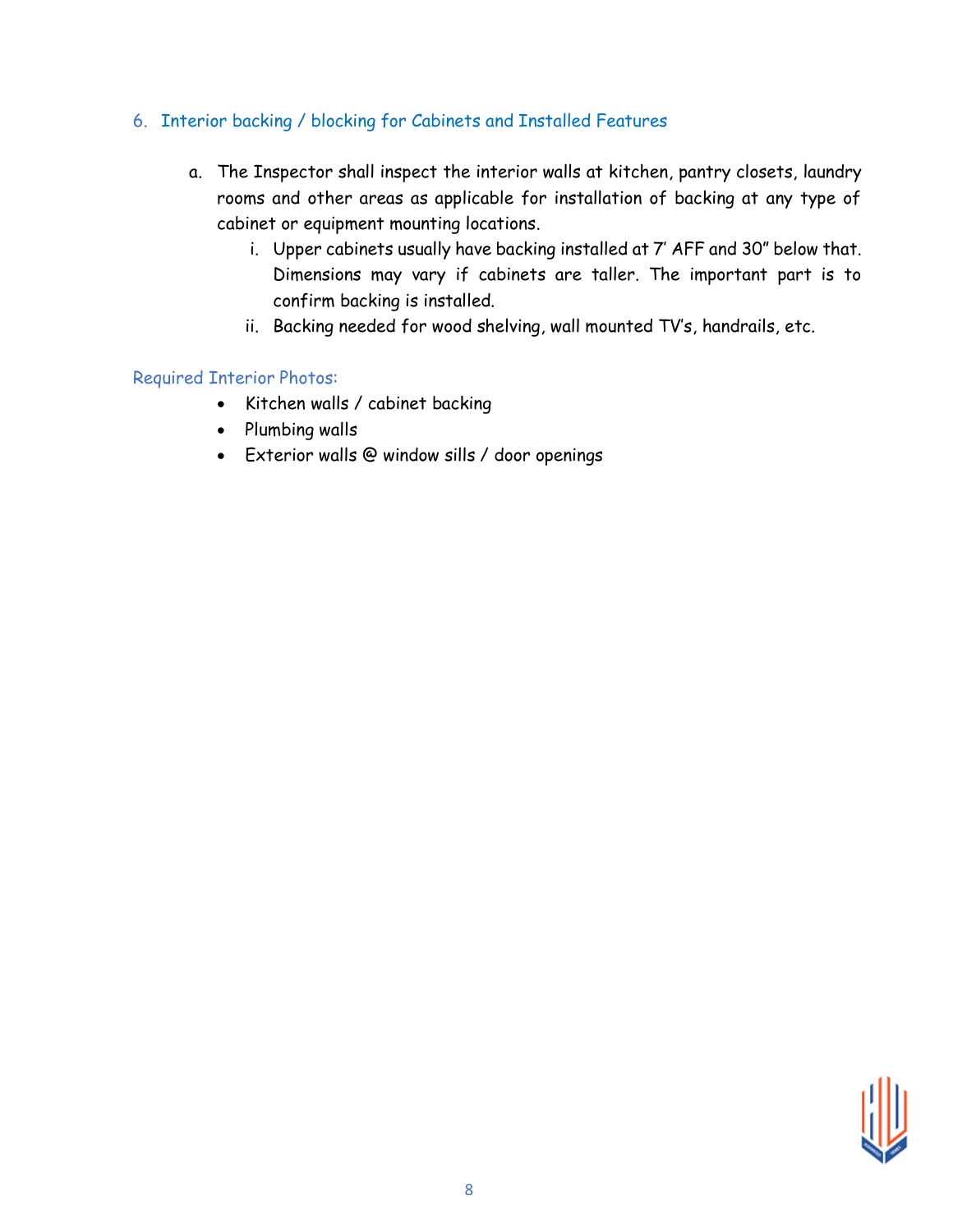## 6. Interior backing / blocking for Cabinets and Installed Features

a. The Inspector shall inspect the interior walls at kitchen, pantry closets, laundry rooms and other areas as applicable for installation of backing at any type of cabinet or equipment mounting locations.

   i. Upper cabinets usually have backing installed at 7' AFF and 30" below that. Dimensions may vary if cabinets are taller. The important part is to confirm backing is installed.

   ii. Backing needed for wood shelving, wall mounted TV's, handrails, etc.

Required Interior Photos:

- Kitchen walls / cabinet backing
- Plumbing walls
- Exterior walls @ window sills / door openings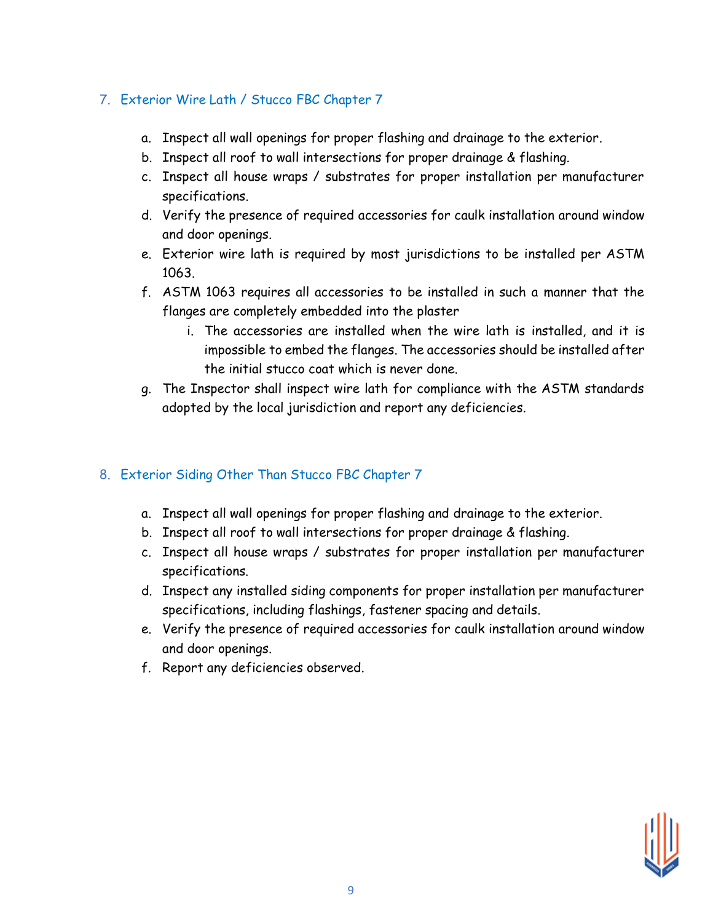7. Exterior Wire Lath / Stucco FBC Chapter 7

    a. Inspect all wall openings for proper flashing and drainage to the exterior.
    b. Inspect all roof to wall intersections for proper drainage & flashing.
    c. Inspect all house wraps / substrates for proper installation per manufacturer specifications.
    d. Verify the presence of required accessories for caulk installation around window and door openings.
    e. Exterior wire lath is required by most jurisdictions to be installed per ASTM 1063.
    f. ASTM 1063 requires all accessories to be installed in such a manner that the flanges are completely embedded into the plaster
        i. The accessories are installed when the wire lath is installed, and it is impossible to embed the flanges. The accessories should be installed after the initial stucco coat which is never done.
    g. The Inspector shall inspect wire lath for compliance with the ASTM standards adopted by the local jurisdiction and report any deficiencies.

8. Exterior Siding Other Than Stucco FBC Chapter 7

    a. Inspect all wall openings for proper flashing and drainage to the exterior.
    b. Inspect all roof to wall intersections for proper drainage & flashing.
    c. Inspect all house wraps / substrates for proper installation per manufacturer specifications.
    d. Inspect any installed siding components for proper installation per manufacturer specifications, including flashings, fastener spacing and details.
    e. Verify the presence of required accessories for caulk installation around window and door openings.
    f. Report any deficiencies observed.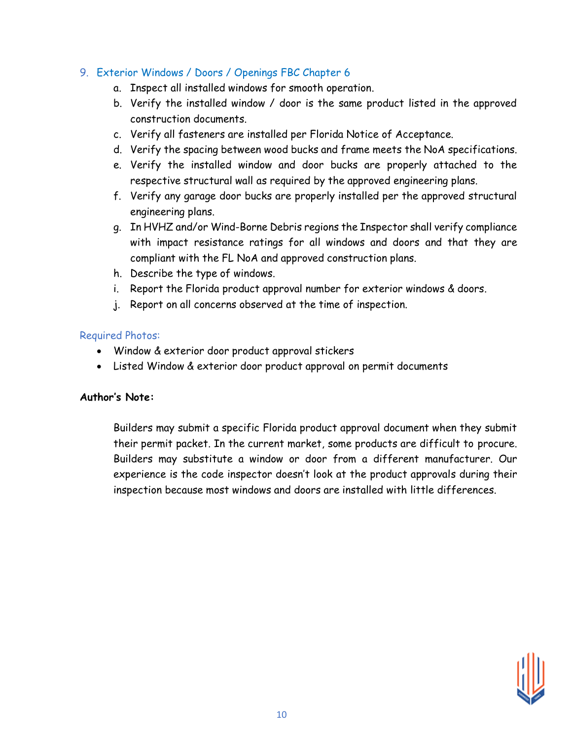## 9. Exterior Windows / Doors / Openings FBC Chapter 6

a. Inspect all installed windows for smooth operation.
b. Verify the installed window / door is the same product listed in the approved construction documents.
c. Verify all fasteners are installed per Florida Notice of Acceptance.
d. Verify the spacing between wood bucks and frame meets the NoA specifications.
e. Verify the installed window and door bucks are properly attached to the respective structural wall as required by the approved engineering plans.
f. Verify any garage door bucks are properly installed per the approved structural engineering plans.
g. In HVHZ and/or Wind-Borne Debris regions the Inspector shall verify compliance with impact resistance ratings for all windows and doors and that they are compliant with the FL NoA and approved construction plans.
h. Describe the type of windows.
i. Report the Florida product approval number for exterior windows & doors.
j. Report on all concerns observed at the time of inspection.

### Required Photos:

- Window & exterior door product approval stickers
- Listed Window & exterior door product approval on permit documents

**Author's Note:**

Builders may submit a specific Florida product approval document when they submit their permit packet. In the current market, some products are difficult to procure. Builders may substitute a window or door from a different manufacturer. Our experience is the code inspector doesn't look at the product approvals during their inspection because most windows and doors are installed with little differences.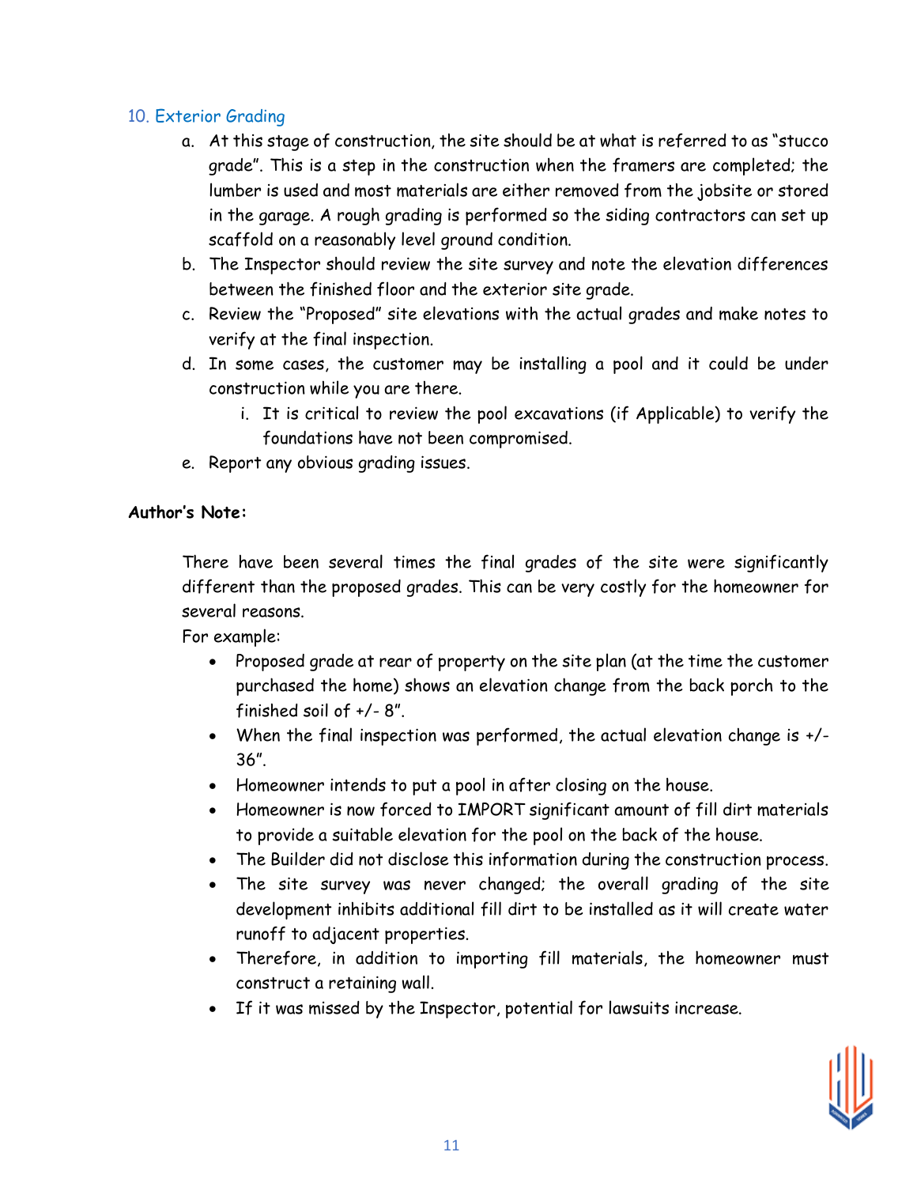## 10. Exterior Grading

a. At this stage of construction, the site should be at what is referred to as "stucco grade". This is a step in the construction when the framers are completed; the lumber is used and most materials are either removed from the jobsite or stored in the garage. A rough grading is performed so the siding contractors can set up scaffold on a reasonably level ground condition.
b. The Inspector should review the site survey and note the elevation differences between the finished floor and the exterior site grade.
c. Review the "Proposed" site elevations with the actual grades and make notes to verify at the final inspection.
d. In some cases, the customer may be installing a pool and it could be under construction while you are there.
    i. It is critical to review the pool excavations (if Applicable) to verify the foundations have not been compromised.
e. Report any obvious grading issues.

**Author's Note:**

There have been several times the final grades of the site were significantly different than the proposed grades. This can be very costly for the homeowner for several reasons.

For example:

- Proposed grade at rear of property on the site plan (at the time the customer purchased the home) shows an elevation change from the back porch to the finished soil of +/- 8".
- When the final inspection was performed, the actual elevation change is +/- 36".
- Homeowner intends to put a pool in after closing on the house.
- Homeowner is now forced to IMPORT significant amount of fill dirt materials to provide a suitable elevation for the pool on the back of the house.
- The Builder did not disclose this information during the construction process.
- The site survey was never changed; the overall grading of the site development inhibits additional fill dirt to be installed as it will create water runoff to adjacent properties.
- Therefore, in addition to importing fill materials, the homeowner must construct a retaining wall.
- If it was missed by the Inspector, potential for lawsuits increase.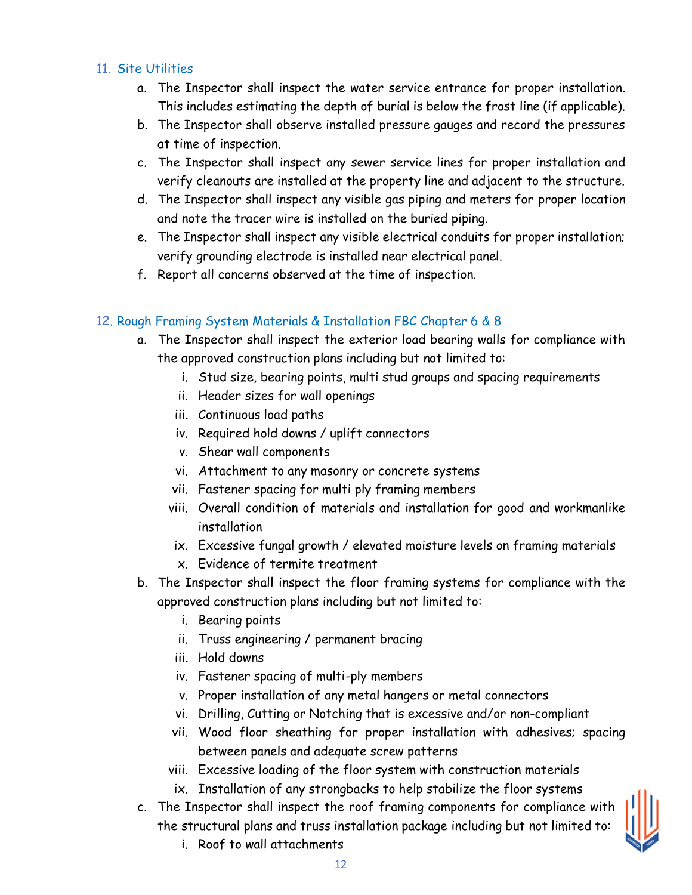## 11. Site Utilities

a. The Inspector shall inspect the water service entrance for proper installation. This includes estimating the depth of burial is below the frost line (if applicable).

b. The Inspector shall observe installed pressure gauges and record the pressures at time of inspection.

c. The Inspector shall inspect any sewer service lines for proper installation and verify cleanouts are installed at the property line and adjacent to the structure.

d. The Inspector shall inspect any visible gas piping and meters for proper location and note the tracer wire is installed on the buried piping.

e. The Inspector shall inspect any visible electrical conduits for proper installation; verify grounding electrode is installed near electrical panel.

f. Report all concerns observed at the time of inspection.

## 12. Rough Framing System Materials & Installation FBC Chapter 6 & 8

a. The Inspector shall inspect the exterior load bearing walls for compliance with the approved construction plans including but not limited to:

   i. Stud size, bearing points, multi stud groups and spacing requirements
   ii. Header sizes for wall openings
   iii. Continuous load paths
   iv. Required hold downs / uplift connectors
   v. Shear wall components
   vi. Attachment to any masonry or concrete systems
   vii. Fastener spacing for multi ply framing members
   viii. Overall condition of materials and installation for good and workmanlike installation
   ix. Excessive fungal growth / elevated moisture levels on framing materials
   x. Evidence of termite treatment

b. The Inspector shall inspect the floor framing systems for compliance with the approved construction plans including but not limited to:

   i. Bearing points
   ii. Truss engineering / permanent bracing
   iii. Hold downs
   iv. Fastener spacing of multi-ply members
   v. Proper installation of any metal hangers or metal connectors
   vi. Drilling, Cutting or Notching that is excessive and/or non-compliant
   vii. Wood floor sheathing for proper installation with adhesives; spacing between panels and adequate screw patterns
   viii. Excessive loading of the floor system with construction materials
   ix. Installation of any strongbacks to help stabilize the floor systems

c. The Inspector shall inspect the roof framing components for compliance with the structural plans and truss installation package including but not limited to:

   i. Roof to wall attachments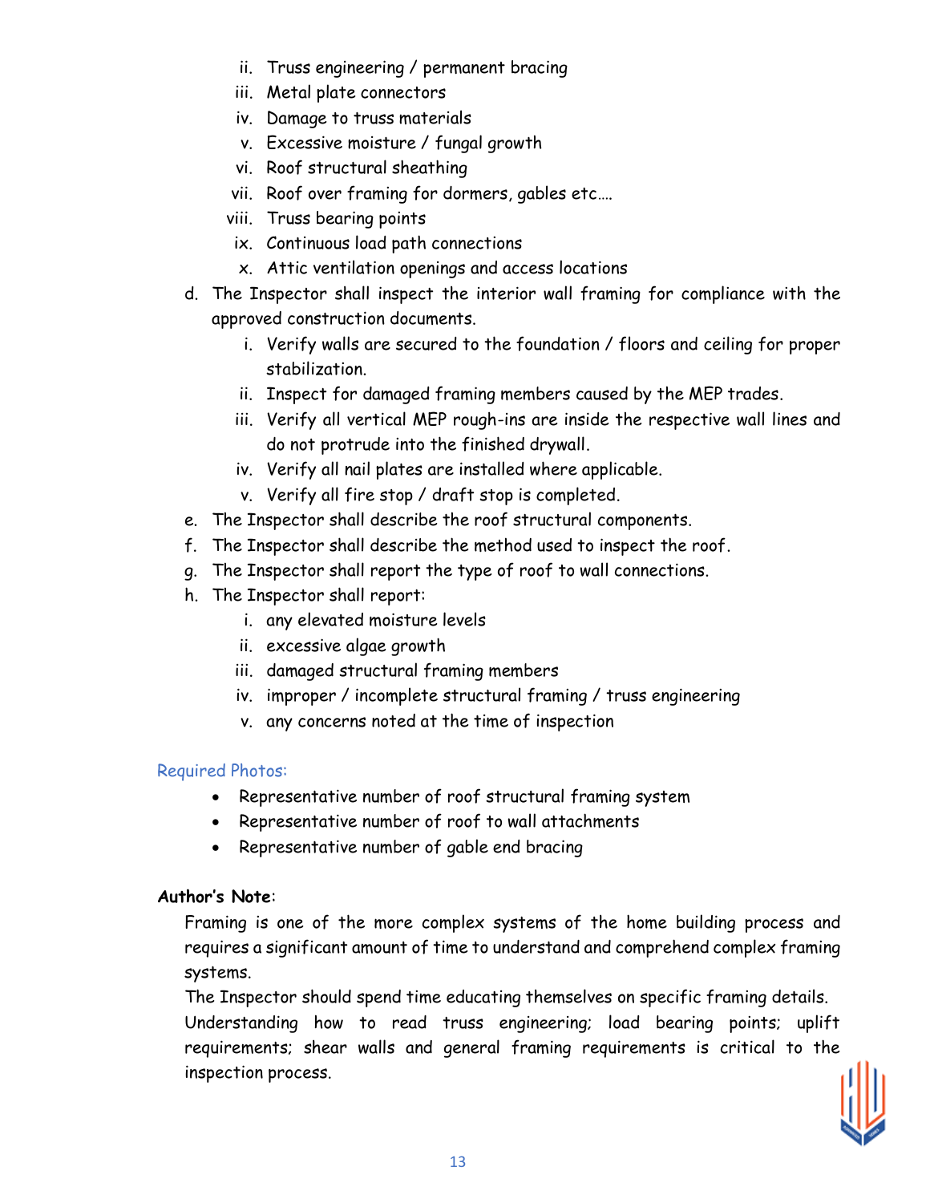ii. Truss engineering / permanent bracing
   iii. Metal plate connectors
   iv. Damage to truss materials
   v. Excessive moisture / fungal growth
   vi. Roof structural sheathing
   vii. Roof over framing for dormers, gables etc….
   viii. Truss bearing points
   ix. Continuous load path connections
   x. Attic ventilation openings and access locations

d. The Inspector shall inspect the interior wall framing for compliance with the approved construction documents.
   i. Verify walls are secured to the foundation / floors and ceiling for proper stabilization.
   ii. Inspect for damaged framing members caused by the MEP trades.
   iii. Verify all vertical MEP rough-ins are inside the respective wall lines and do not protrude into the finished drywall.
   iv. Verify all nail plates are installed where applicable.
   v. Verify all fire stop / draft stop is completed.

e. The Inspector shall describe the roof structural components.

f. The Inspector shall describe the method used to inspect the roof.

g. The Inspector shall report the type of roof to wall connections.

h. The Inspector shall report:
   i. any elevated moisture levels
   ii. excessive algae growth
   iii. damaged structural framing members
   iv. improper / incomplete structural framing / truss engineering
   v. any concerns noted at the time of inspection

Required Photos:

- Representative number of roof structural framing system
- Representative number of roof to wall attachments
- Representative number of gable end bracing

**Author's Note**:

Framing is one of the more complex systems of the home building process and requires a significant amount of time to understand and comprehend complex framing systems.

The Inspector should spend time educating themselves on specific framing details.

Understanding how to read truss engineering; load bearing points; uplift requirements; shear walls and general framing requirements is critical to the inspection process.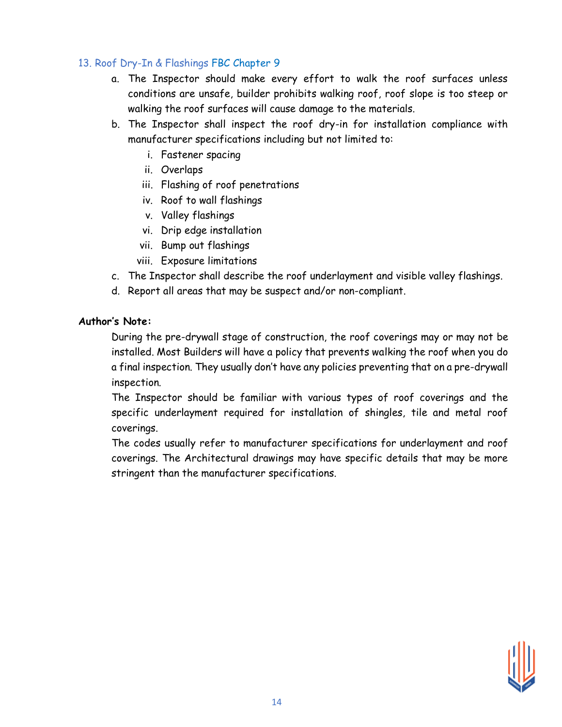## 13. Roof Dry-In & Flashings FBC Chapter 9

a. The Inspector should make every effort to walk the roof surfaces unless conditions are unsafe, builder prohibits walking roof, roof slope is too steep or walking the roof surfaces will cause damage to the materials.

b. The Inspector shall inspect the roof dry-in for installation compliance with manufacturer specifications including but not limited to:
   - i. Fastener spacing
   - ii. Overlaps
   - iii. Flashing of roof penetrations
   - iv. Roof to wall flashings
   - v. Valley flashings
   - vi. Drip edge installation
   - vii. Bump out flashings
   - viii. Exposure limitations

c. The Inspector shall describe the roof underlayment and visible valley flashings.

d. Report all areas that may be suspect and/or non-compliant.

**Author's Note:**

During the pre-drywall stage of construction, the roof coverings may or may not be installed. Most Builders will have a policy that prevents walking the roof when you do a final inspection. They usually don't have any policies preventing that on a pre-drywall inspection.

The Inspector should be familiar with various types of roof coverings and the specific underlayment required for installation of shingles, tile and metal roof coverings.

The codes usually refer to manufacturer specifications for underlayment and roof coverings. The Architectural drawings may have specific details that may be more stringent than the manufacturer specifications.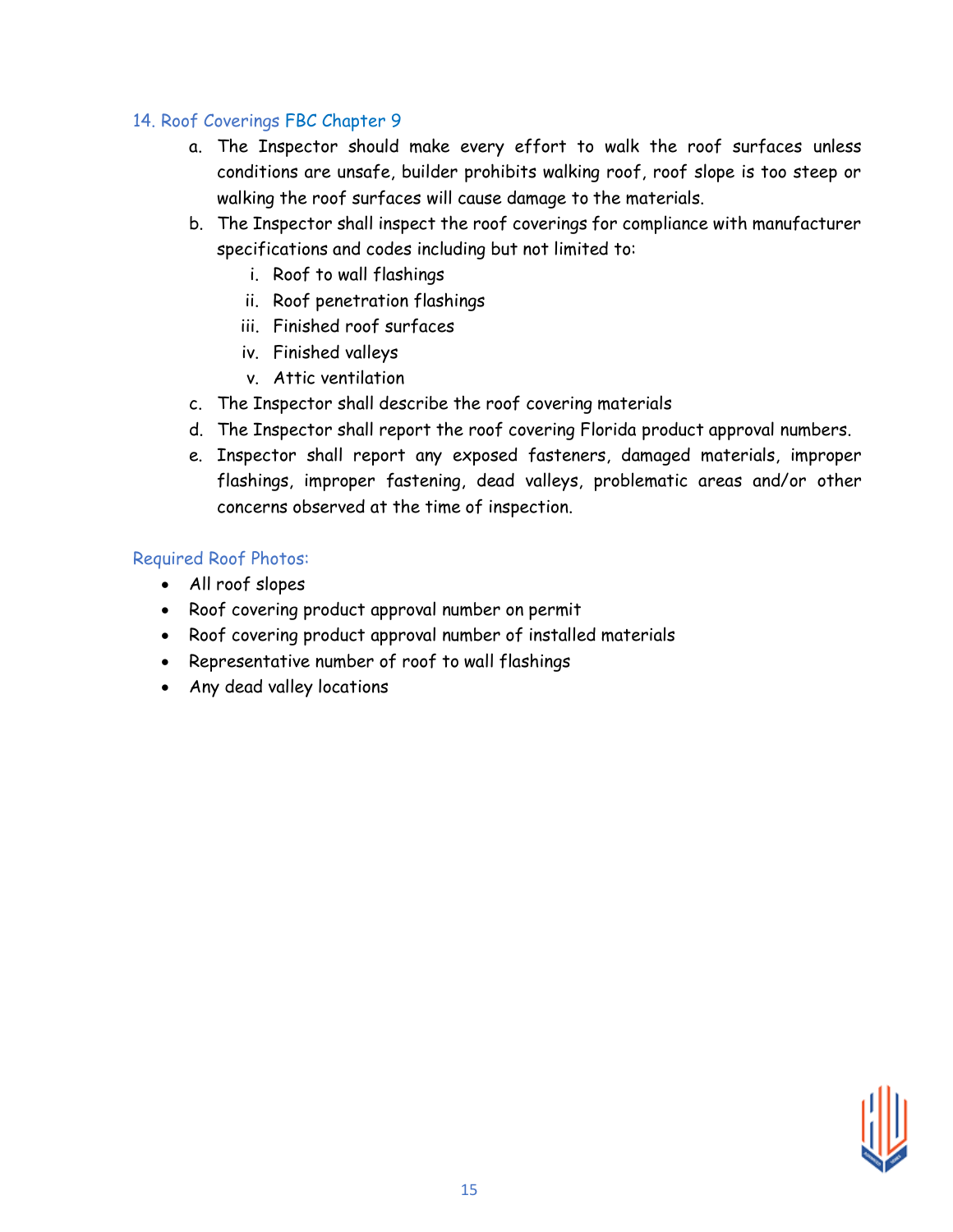## 14. Roof Coverings FBC Chapter 9

a. The Inspector should make every effort to walk the roof surfaces unless conditions are unsafe, builder prohibits walking roof, roof slope is too steep or walking the roof surfaces will cause damage to the materials.

b. The Inspector shall inspect the roof coverings for compliance with manufacturer specifications and codes including but not limited to:

   i. Roof to wall flashings
   
   ii. Roof penetration flashings
   
   iii. Finished roof surfaces
   
   iv. Finished valleys
   
   v. Attic ventilation

c. The Inspector shall describe the roof covering materials

d. The Inspector shall report the roof covering Florida product approval numbers.

e. Inspector shall report any exposed fasteners, damaged materials, improper flashings, improper fastening, dead valleys, problematic areas and/or other concerns observed at the time of inspection.

### Required Roof Photos:

- All roof slopes
- Roof covering product approval number on permit
- Roof covering product approval number of installed materials
- Representative number of roof to wall flashings
- Any dead valley locations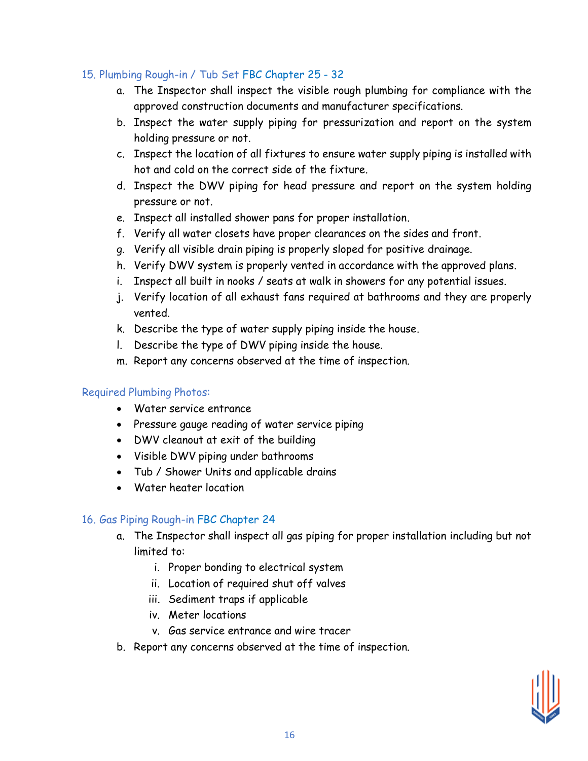### 15. Plumbing Rough-in / Tub Set FBC Chapter 25 - 32

a. The Inspector shall inspect the visible rough plumbing for compliance with the approved construction documents and manufacturer specifications.
b. Inspect the water supply piping for pressurization and report on the system holding pressure or not.
c. Inspect the location of all fixtures to ensure water supply piping is installed with hot and cold on the correct side of the fixture.
d. Inspect the DWV piping for head pressure and report on the system holding pressure or not.
e. Inspect all installed shower pans for proper installation.
f. Verify all water closets have proper clearances on the sides and front.
g. Verify all visible drain piping is properly sloped for positive drainage.
h. Verify DWV system is properly vented in accordance with the approved plans.
i. Inspect all built in nooks / seats at walk in showers for any potential issues.
j. Verify location of all exhaust fans required at bathrooms and they are properly vented.
k. Describe the type of water supply piping inside the house.
l. Describe the type of DWV piping inside the house.
m. Report any concerns observed at the time of inspection.

### Required Plumbing Photos:

- Water service entrance
- Pressure gauge reading of water service piping
- DWV cleanout at exit of the building
- Visible DWV piping under bathrooms
- Tub / Shower Units and applicable drains
- Water heater location

### 16. Gas Piping Rough-in FBC Chapter 24

a. The Inspector shall inspect all gas piping for proper installation including but not limited to:
   i. Proper bonding to electrical system
   ii. Location of required shut off valves
   iii. Sediment traps if applicable
   iv. Meter locations
   v. Gas service entrance and wire tracer
b. Report any concerns observed at the time of inspection.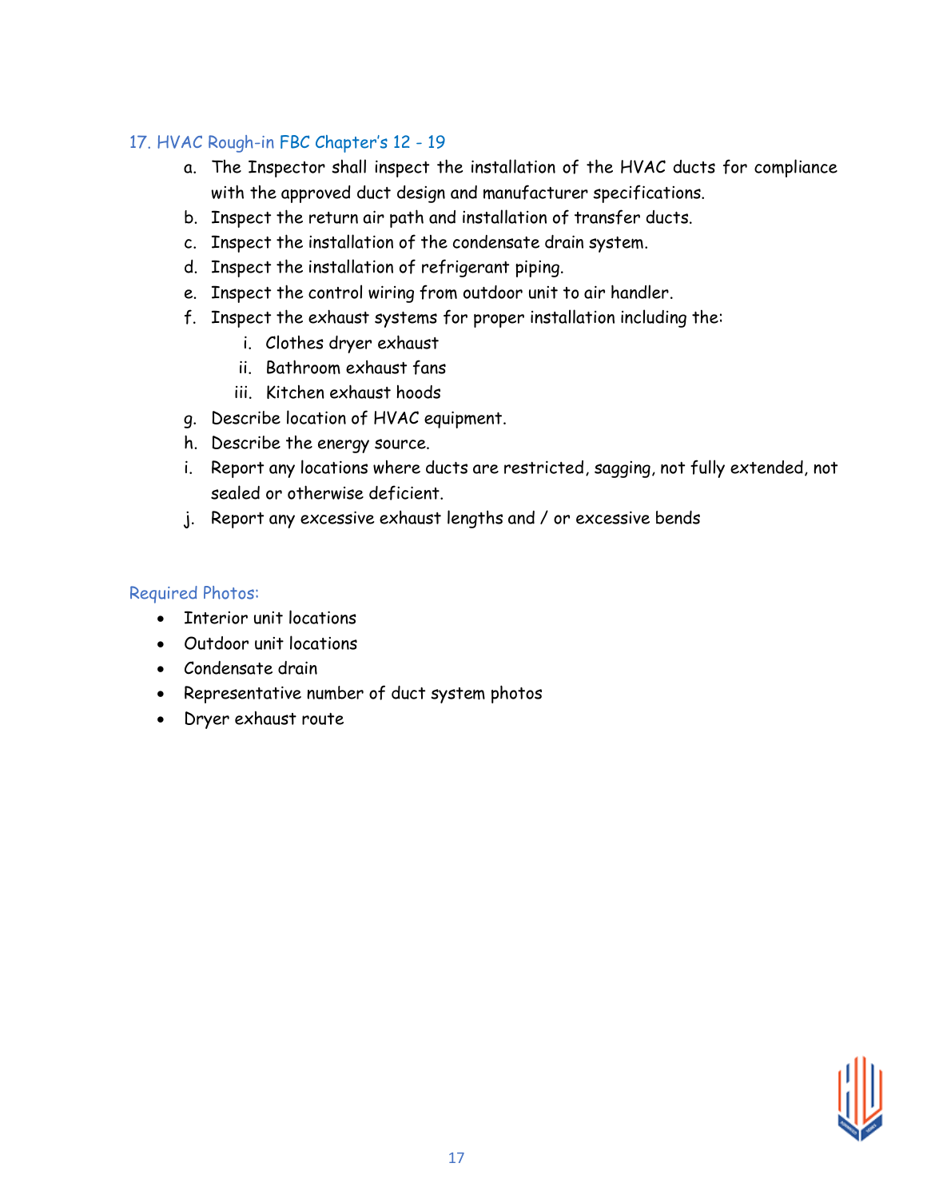## 17. HVAC Rough-in FBC Chapter's 12 - 19

a. The Inspector shall inspect the installation of the HVAC ducts for compliance with the approved duct design and manufacturer specifications.
b. Inspect the return air path and installation of transfer ducts.
c. Inspect the installation of the condensate drain system.
d. Inspect the installation of refrigerant piping.
e. Inspect the control wiring from outdoor unit to air handler.
f. Inspect the exhaust systems for proper installation including the:
   i. Clothes dryer exhaust
   ii. Bathroom exhaust fans
   iii. Kitchen exhaust hoods
g. Describe location of HVAC equipment.
h. Describe the energy source.
i. Report any locations where ducts are restricted, sagging, not fully extended, not sealed or otherwise deficient.
j. Report any excessive exhaust lengths and / or excessive bends

### Required Photos:

- Interior unit locations
- Outdoor unit locations
- Condensate drain
- Representative number of duct system photos
- Dryer exhaust route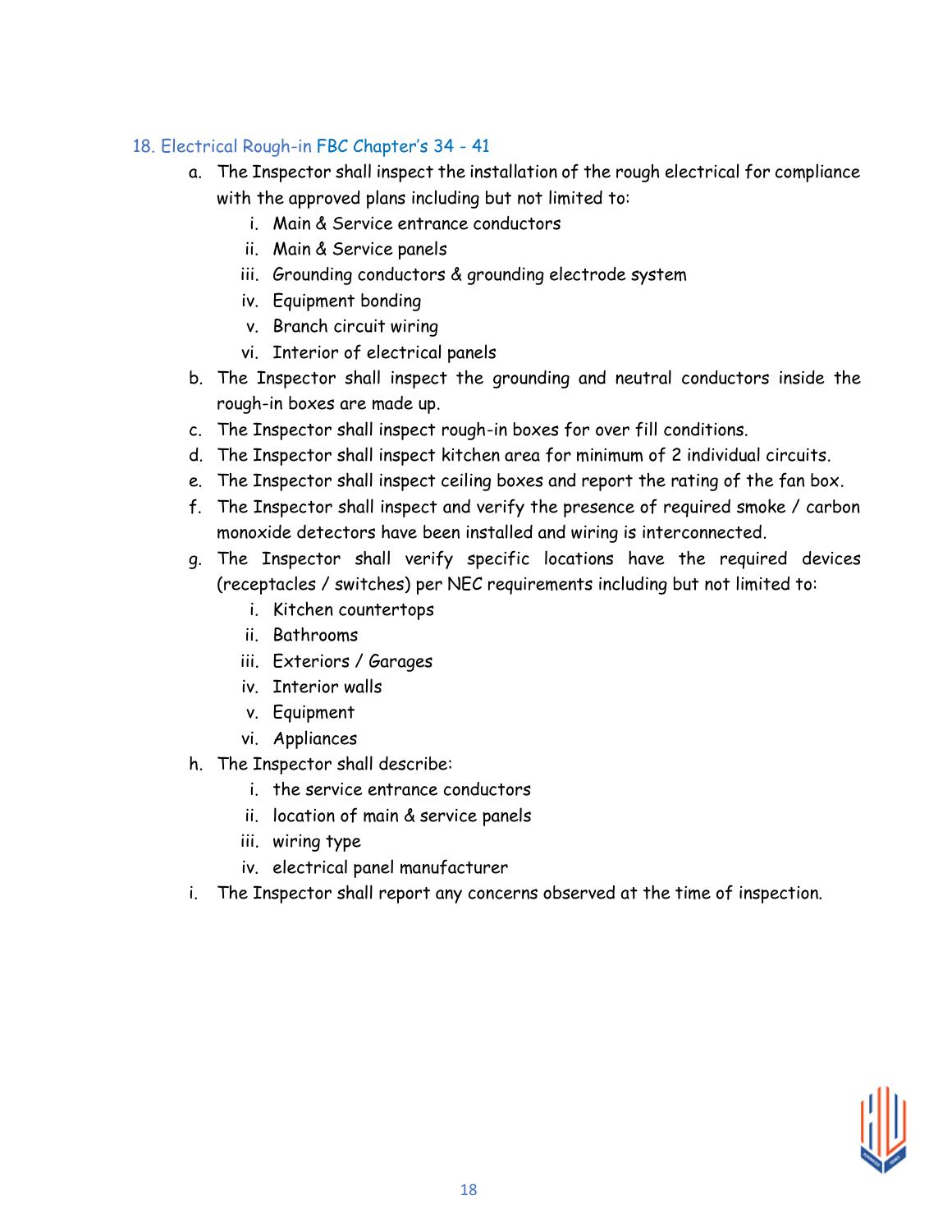## 18. Electrical Rough-in FBC Chapter's 34 - 41

a. The Inspector shall inspect the installation of the rough electrical for compliance with the approved plans including but not limited to:
   i. Main & Service entrance conductors
   ii. Main & Service panels
   iii. Grounding conductors & grounding electrode system
   iv. Equipment bonding
   v. Branch circuit wiring
   vi. Interior of electrical panels

b. The Inspector shall inspect the grounding and neutral conductors inside the rough-in boxes are made up.

c. The Inspector shall inspect rough-in boxes for over fill conditions.

d. The Inspector shall inspect kitchen area for minimum of 2 individual circuits.

e. The Inspector shall inspect ceiling boxes and report the rating of the fan box.

f. The Inspector shall inspect and verify the presence of required smoke / carbon monoxide detectors have been installed and wiring is interconnected.

g. The Inspector shall verify specific locations have the required devices (receptacles / switches) per NEC requirements including but not limited to:
   i. Kitchen countertops
   ii. Bathrooms
   iii. Exteriors / Garages
   iv. Interior walls
   v. Equipment
   vi. Appliances

h. The Inspector shall describe:
   i. the service entrance conductors
   ii. location of main & service panels
   iii. wiring type
   iv. electrical panel manufacturer

i. The Inspector shall report any concerns observed at the time of inspection.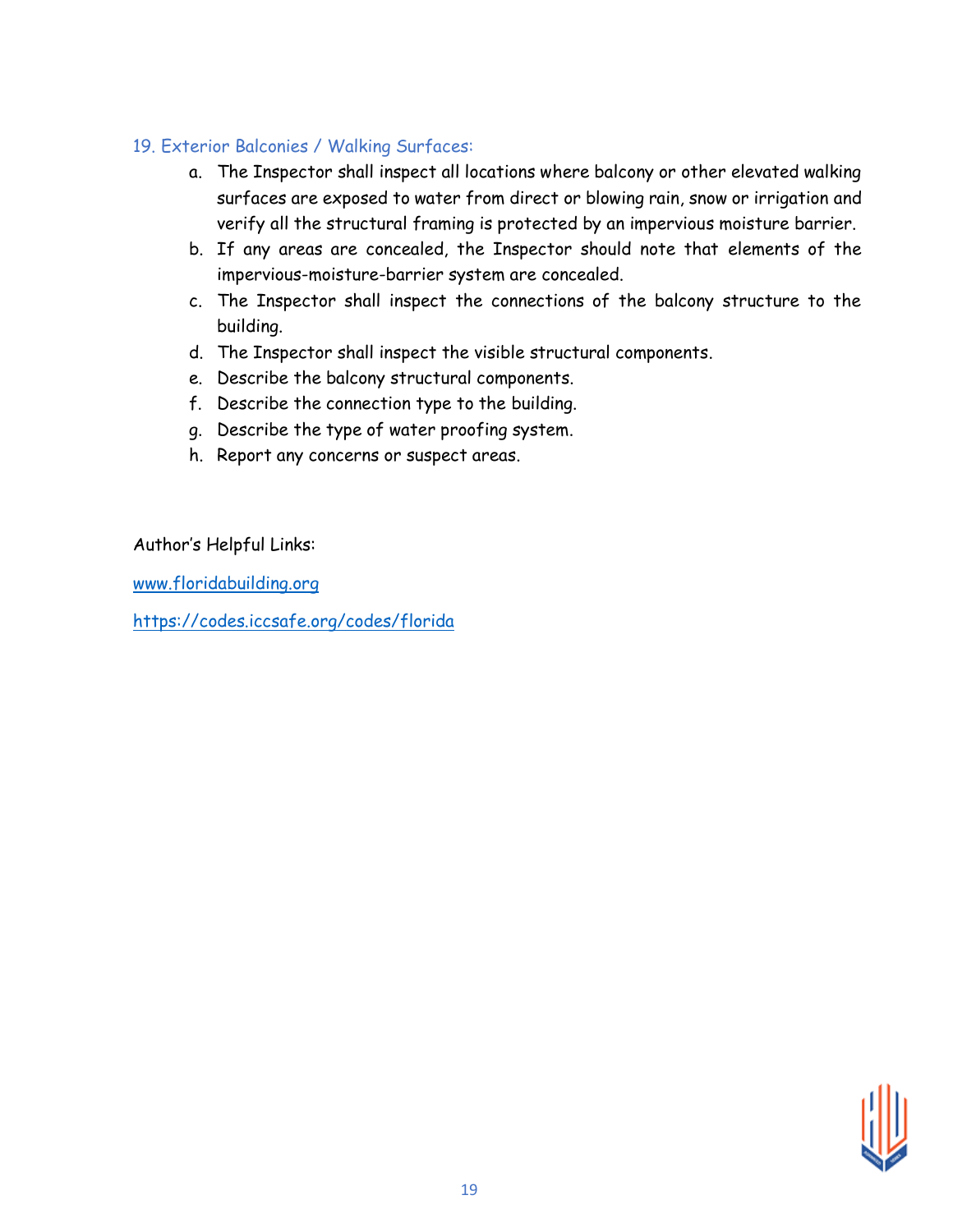### 19. Exterior Balconies / Walking Surfaces:

a. The Inspector shall inspect all locations where balcony or other elevated walking surfaces are exposed to water from direct or blowing rain, snow or irrigation and verify all the structural framing is protected by an impervious moisture barrier.
b. If any areas are concealed, the Inspector should note that elements of the impervious-moisture-barrier system are concealed.
c. The Inspector shall inspect the connections of the balcony structure to the building.
d. The Inspector shall inspect the visible structural components.
e. Describe the balcony structural components.
f. Describe the connection type to the building.
g. Describe the type of water proofing system.
h. Report any concerns or suspect areas.

Author's Helpful Links:

www.floridabuilding.org

https://codes.iccsafe.org/codes/florida